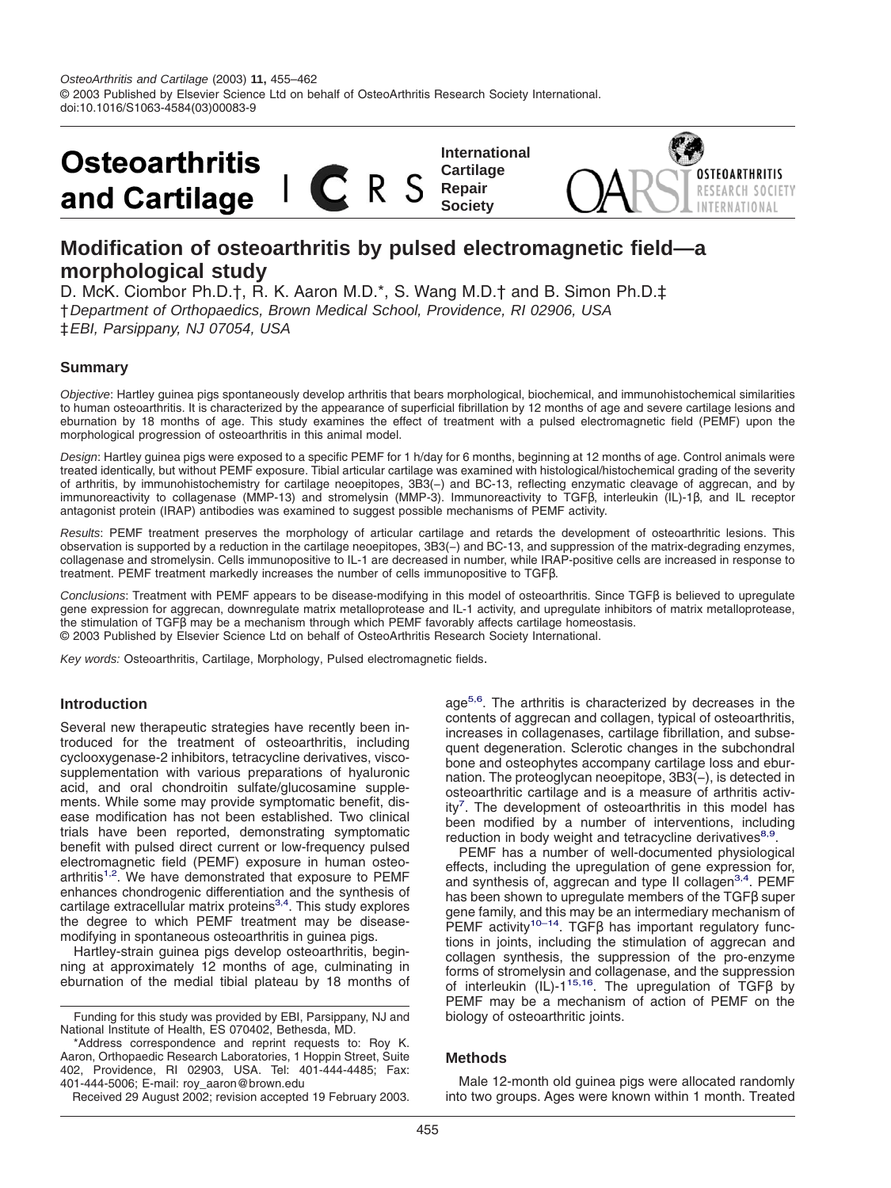OsteoArthritis and Cartilage (2003) **11,** 455–462
© 2003 Published by Elsevier Science Ltd on behalf of OsteoArthritis Research Society International.
doi:10.1016/S1063-4584(03)00083-9

# Modification of osteoarthritis by pulsed electromagnetic field—a morphological study

D. McK. Ciombor Ph.D.†, R. K. Aaron M.D.*, S. Wang M.D.† and B. Simon Ph.D.‡

†*Department of Orthopaedics, Brown Medical School, Providence, RI 02906, USA*
‡*EBI, Parsippany, NJ 07054, USA*

## Summary

*Objective*: Hartley guinea pigs spontaneously develop arthritis that bears morphological, biochemical, and immunohistochemical similarities to human osteoarthritis. It is characterized by the appearance of superficial fibrillation by 12 months of age and severe cartilage lesions and eburnation by 18 months of age. This study examines the effect of treatment with a pulsed electromagnetic field (PEMF) upon the morphological progression of osteoarthritis in this animal model.

*Design*: Hartley guinea pigs were exposed to a specific PEMF for 1 h/day for 6 months, beginning at 12 months of age. Control animals were treated identically, but without PEMF exposure. Tibial articular cartilage was examined with histological/histochemical grading of the severity of arthritis, by immunohistochemistry for cartilage neoepitopes, 3B3(−) and BC-13, reflecting enzymatic cleavage of aggrecan, and by immunoreactivity to collagenase (MMP-13) and stromelysin (MMP-3). Immunoreactivity to TGFβ, interleukin (IL)-1β, and IL receptor antagonist protein (IRAP) antibodies was examined to suggest possible mechanisms of PEMF activity.

*Results*: PEMF treatment preserves the morphology of articular cartilage and retards the development of osteoarthritic lesions. This observation is supported by a reduction in the cartilage neoepitopes, 3B3(−) and BC-13, and suppression of the matrix-degrading enzymes, collagenase and stromelysin. Cells immunopositive to IL-1 are decreased in number, while IRAP-positive cells are increased in response to treatment. PEMF treatment markedly increases the number of cells immunopositive to TGFβ.

*Conclusions*: Treatment with PEMF appears to be disease-modifying in this model of osteoarthritis. Since TGFβ is believed to upregulate gene expression for aggrecan, downregulate matrix metalloprotease and IL-1 activity, and upregulate inhibitors of matrix metalloprotease, the stimulation of TGFβ may be a mechanism through which PEMF favorably affects cartilage homeostasis.
© 2003 Published by Elsevier Science Ltd on behalf of OsteoArthritis Research Society International.

*Key words:* Osteoarthritis, Cartilage, Morphology, Pulsed electromagnetic fields.

## Introduction

Several new therapeutic strategies have recently been introduced for the treatment of osteoarthritis, including cyclooxygenase-2 inhibitors, tetracycline derivatives, viscosupplementation with various preparations of hyaluronic acid, and oral chondroitin sulfate/glucosamine supplements. While some may provide symptomatic benefit, disease modification has not been established. Two clinical trials have been reported, demonstrating symptomatic benefit with pulsed direct current or low-frequency pulsed electromagnetic field (PEMF) exposure in human osteoarthritis[1,2]. We have demonstrated that exposure to PEMF enhances chondrogenic differentiation and the synthesis of cartilage extracellular matrix proteins[3,4]. This study explores the degree to which PEMF treatment may be disease-modifying in spontaneous osteoarthritis in guinea pigs.

Hartley-strain guinea pigs develop osteoarthritis, beginning at approximately 12 months of age, culminating in eburnation of the medial tibial plateau by 18 months of age[5,6]. The arthritis is characterized by decreases in the contents of aggrecan and collagen, typical of osteoarthritis, increases in collagenases, cartilage fibrillation, and subsequent degeneration. Sclerotic changes in the subchondral bone and osteophytes accompany cartilage loss and eburnation. The proteoglycan neoepitope, 3B3(−), is detected in osteoarthritic cartilage and is a measure of arthritis activity[7]. The development of osteoarthritis in this model has been modified by a number of interventions, including reduction in body weight and tetracycline derivatives[8,9].

PEMF has a number of well-documented physiological effects, including the upregulation of gene expression for, and synthesis of, aggrecan and type II collagen[3,4]. PEMF has been shown to upregulate members of the TGFβ super gene family, and this may be an intermediary mechanism of PEMF activity[10–14]. TGFβ has important regulatory functions in joints, including the stimulation of aggrecan and collagen synthesis, the suppression of the pro-enzyme forms of stromelysin and collagenase, and the suppression of interleukin (IL)-1[15,16]. The upregulation of TGFβ by PEMF may be a mechanism of action of PEMF on the biology of osteoarthritic joints.

## Methods

Male 12-month old guinea pigs were allocated randomly into two groups. Ages were known within 1 month. Treated

---

Funding for this study was provided by EBI, Parsippany, NJ and National Institute of Health, ES 070402, Bethesda, MD.

\*Address correspondence and reprint requests to: Roy K. Aaron, Orthopaedic Research Laboratories, 1 Hoppin Street, Suite 402, Providence, RI 02903, USA. Tel: 401-444-4485; Fax: 401-444-5006; E-mail: roy_aaron@brown.edu

Received 29 August 2002; revision accepted 19 February 2003.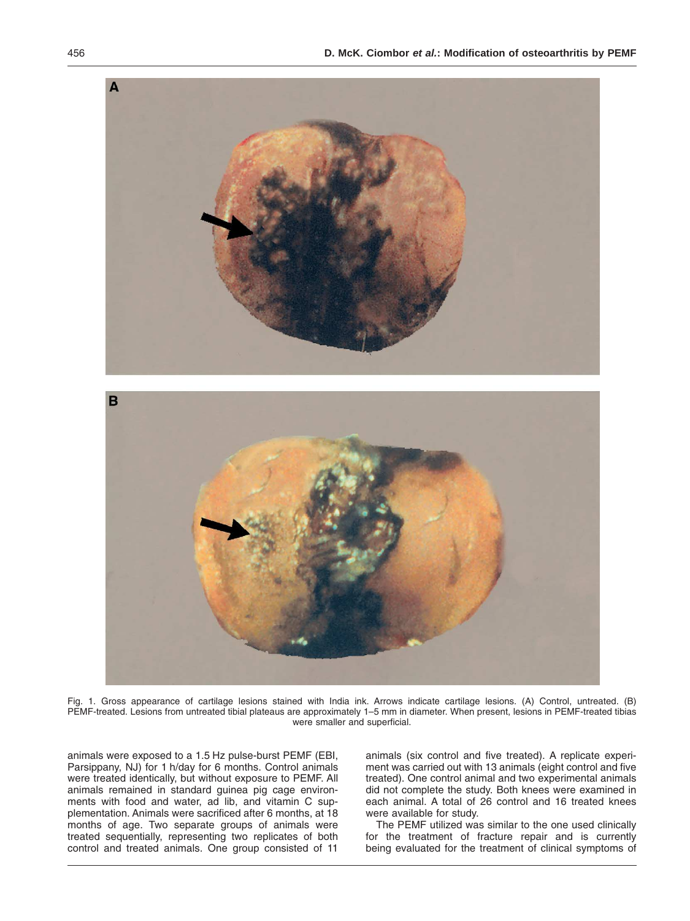Fig. 1. Gross appearance of cartilage lesions stained with India ink. Arrows indicate cartilage lesions. (A) Control, untreated. (B) PEMF-treated. Lesions from untreated tibial plateaus are approximately 1–5 mm in diameter. When present, lesions in PEMF-treated tibias were smaller and superficial.

animals were exposed to a 1.5 Hz pulse-burst PEMF (EBI, Parsippany, NJ) for 1 h/day for 6 months. Control animals were treated identically, but without exposure to PEMF. All animals remained in standard guinea pig cage environments with food and water, ad lib, and vitamin C supplementation. Animals were sacrificed after 6 months, at 18 months of age. Two separate groups of animals were treated sequentially, representing two replicates of both control and treated animals. One group consisted of 11 animals (six control and five treated). A replicate experiment was carried out with 13 animals (eight control and five treated). One control animal and two experimental animals did not complete the study. Both knees were examined in each animal. A total of 26 control and 16 treated knees were available for study.

The PEMF utilized was similar to the one used clinically for the treatment of fracture repair and is currently being evaluated for the treatment of clinical symptoms of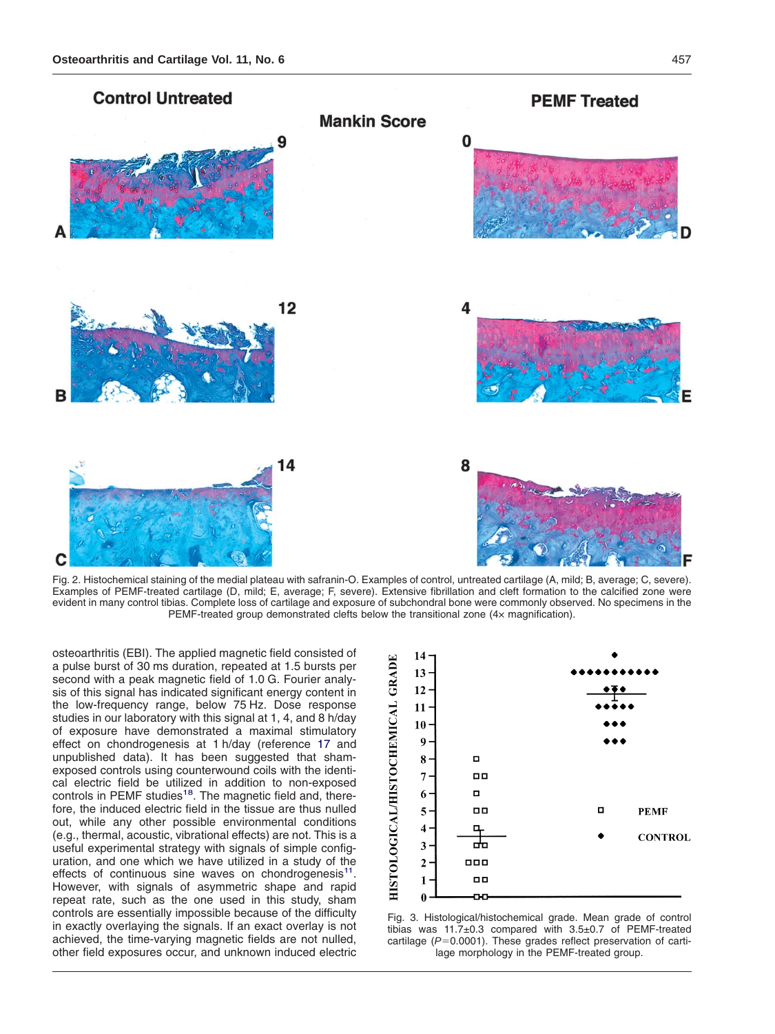Fig. 2. Histochemical staining of the medial plateau with safranin-O. Examples of control, untreated cartilage (A, mild; B, average; C, severe). Examples of PEMF-treated cartilage (D, mild; E, average; F, severe). Extensive fibrillation and cleft formation to the calcified zone were evident in many control tibias. Complete loss of cartilage and exposure of subchondral bone were commonly observed. No specimens in the PEMF-treated group demonstrated clefts below the transitional zone (4× magnification).

osteoarthritis (EBI). The applied magnetic field consisted of a pulse burst of 30 ms duration, repeated at 1.5 bursts per second with a peak magnetic field of 1.0 G. Fourier analysis of this signal has indicated significant energy content in the low-frequency range, below 75 Hz. Dose response studies in our laboratory with this signal at 1, 4, and 8 h/day of exposure have demonstrated a maximal stimulatory effect on chondrogenesis at 1 h/day (reference 17 and unpublished data). It has been suggested that sham-exposed controls using counterwound coils with the identical electric field be utilized in addition to non-exposed controls in PEMF studies[18]. The magnetic field and, therefore, the induced electric field in the tissue are thus nulled out, while any other possible environmental conditions (e.g., thermal, acoustic, vibrational effects) are not. This is a useful experimental strategy with signals of simple configuration, and one which we have utilized in a study of the effects of continuous sine waves on chondrogenesis[11]. However, with signals of asymmetric shape and rapid repeat rate, such as the one used in this study, sham controls are essentially impossible because of the difficulty in exactly overlaying the signals. If an exact overlay is not achieved, the time-varying magnetic fields are not nulled, other field exposures occur, and unknown induced electric

Fig. 3. Histological/histochemical grade. Mean grade of control tibias was 11.7±0.3 compared with 3.5±0.7 of PEMF-treated cartilage ($P$=0.0001). These grades reflect preservation of cartilage morphology in the PEMF-treated group.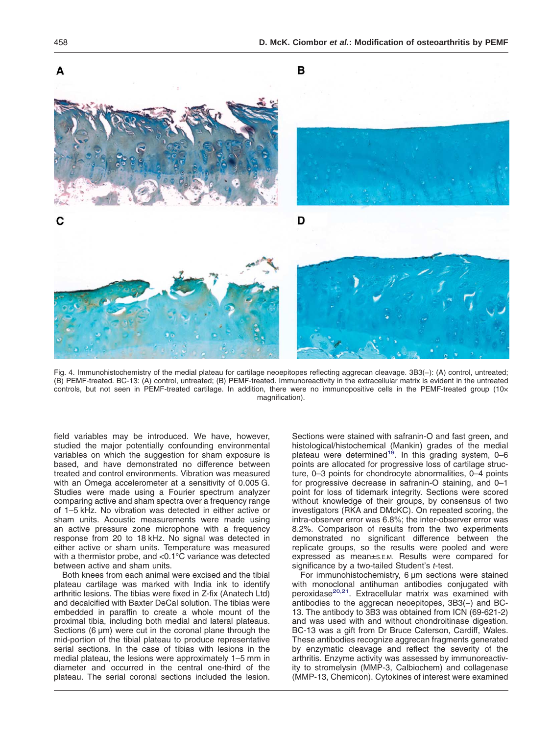A

B

C

D

Fig. 4. Immunohistochemistry of the medial plateau for cartilage neoepitopes reflecting aggrecan cleavage. 3B3(−): (A) control, untreated; (B) PEMF-treated. BC-13: (A) control, untreated; (B) PEMF-treated. Immunoreactivity in the extracellular matrix is evident in the untreated controls, but not seen in PEMF-treated cartilage. In addition, there were no immunopositive cells in the PEMF-treated group (10× magnification).

field variables may be introduced. We have, however, studied the major potentially confounding environmental variables on which the suggestion for sham exposure is based, and have demonstrated no difference between treated and control environments. Vibration was measured with an Omega accelerometer at a sensitivity of 0.005 G. Studies were made using a Fourier spectrum analyzer comparing active and sham spectra over a frequency range of 1–5 kHz. No vibration was detected in either active or sham units. Acoustic measurements were made using an active pressure zone microphone with a frequency response from 20 to 18 kHz. No signal was detected in either active or sham units. Temperature was measured with a thermistor probe, and <0.1°C variance was detected between active and sham units.

Both knees from each animal were excised and the tibial plateau cartilage was marked with India ink to identify arthritic lesions. The tibias were fixed in Z-fix (Anatech Ltd) and decalcified with Baxter DeCal solution. The tibias were embedded in paraffin to create a whole mount of the proximal tibia, including both medial and lateral plateaus. Sections (6 μm) were cut in the coronal plane through the mid-portion of the tibial plateau to produce representative serial sections. In the case of tibias with lesions in the medial plateau, the lesions were approximately 1–5 mm in diameter and occurred in the central one-third of the plateau. The serial coronal sections included the lesion. Sections were stained with safranin-O and fast green, and histological/histochemical (Mankin) grades of the medial plateau were determined[19]. In this grading system, 0–6 points are allocated for progressive loss of cartilage structure, 0–3 points for chondrocyte abnormalities, 0–4 points for progressive decrease in safranin-O staining, and 0–1 point for loss of tidemark integrity. Sections were scored without knowledge of their groups, by consensus of two investigators (RKA and DMcKC). On repeated scoring, the intra-observer error was 6.8%; the inter-observer error was 8.2%. Comparison of results from the two experiments demonstrated no significant difference between the replicate groups, so the results were pooled and were expressed as mean±S.E.M. Results were compared for significance by a two-tailed Student's *t*-test.

For immunohistochemistry, 6 μm sections were stained with monoclonal antihuman antibodies conjugated with peroxidase[20,21]. Extracellular matrix was examined with antibodies to the aggrecan neoepitopes, 3B3(−) and BC-13. The antibody to 3B3 was obtained from ICN (69-621-2) and was used with and without chondroitinase digestion. BC-13 was a gift from Dr Bruce Caterson, Cardiff, Wales. These antibodies recognize aggrecan fragments generated by enzymatic cleavage and reflect the severity of the arthritis. Enzyme activity was assessed by immunoreactivity to stromelysin (MMP-3, Calbiochem) and collagenase (MMP-13, Chemicon). Cytokines of interest were examined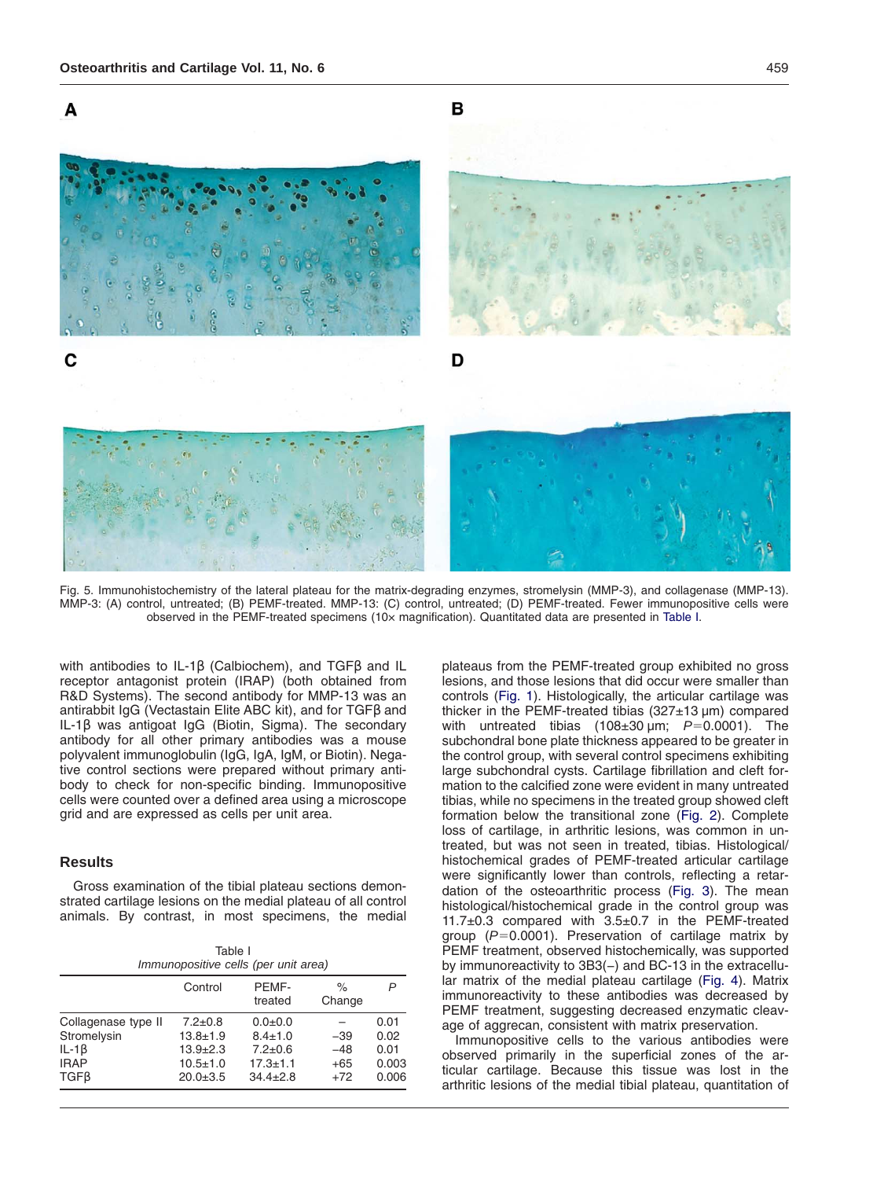Fig. 5. Immunohistochemistry of the lateral plateau for the matrix-degrading enzymes, stromelysin (MMP-3), and collagenase (MMP-13). MMP-3: (A) control, untreated; (B) PEMF-treated. MMP-13: (C) control, untreated; (D) PEMF-treated. Fewer immunopositive cells were observed in the PEMF-treated specimens (10× magnification). Quantitated data are presented in Table I.

with antibodies to IL-1β (Calbiochem), and TGFβ and IL receptor antagonist protein (IRAP) (both obtained from R&D Systems). The second antibody for MMP-13 was an antirabbit IgG (Vectastain Elite ABC kit), and for TGFβ and IL-1β was antigoat IgG (Biotin, Sigma). The secondary antibody for all other primary antibodies was a mouse polyvalent immunoglobulin (IgG, IgA, IgM, or Biotin). Negative control sections were prepared without primary antibody to check for non-specific binding. Immunopositive cells were counted over a defined area using a microscope grid and are expressed as cells per unit area.

## Results

Gross examination of the tibial plateau sections demonstrated cartilage lesions on the medial plateau of all control animals. By contrast, in most specimens, the medial plateaus from the PEMF-treated group exhibited no gross lesions, and those lesions that did occur were smaller than controls (Fig. 1). Histologically, the articular cartilage was thicker in the PEMF-treated tibias (327±13 μm) compared with untreated tibias (108±30 μm; $P$=0.0001). The subchondral bone plate thickness appeared to be greater in the control group, with several control specimens exhibiting large subchondral cysts. Cartilage fibrillation and cleft formation to the calcified zone were evident in many untreated tibias, while no specimens in the treated group showed cleft formation below the transitional zone (Fig. 2). Complete loss of cartilage, in arthritic lesions, was common in untreated, but was not seen in treated, tibias. Histological/histochemical grades of PEMF-treated articular cartilage were significantly lower than controls, reflecting a retardation of the osteoarthritic process (Fig. 3). The mean histological/histochemical grade in the control group was 11.7±0.3 compared with 3.5±0.7 in the PEMF-treated group ($P$=0.0001). Preservation of cartilage matrix by PEMF treatment, observed histochemically, was supported by immunoreactivity to 3B3(−) and BC-13 in the extracellular matrix of the medial plateau cartilage (Fig. 4). Matrix immunoreactivity to these antibodies was decreased by PEMF treatment, suggesting decreased enzymatic cleavage of aggrecan, consistent with matrix preservation.

Immunopositive cells to the various antibodies were observed primarily in the superficial zones of the articular cartilage. Because this tissue was lost in the arthritic lesions of the medial tibial plateau, quantitation of

Table I
*Immunopositive cells (per unit area)*

| | Control | PEMF-treated | % Change | $P$ |
|---|---|---|---|---|
| Collagenase type II | 7.2±0.8 | 0.0±0.0 | – | 0.01 |
| Stromelysin | 13.8±1.9 | 8.4±1.0 | −39 | 0.02 |
| IL-1β | 13.9±2.3 | 7.2±0.6 | −48 | 0.01 |
| IRAP | 10.5±1.0 | 17.3±1.1 | +65 | 0.003 |
| TGFβ | 20.0±3.5 | 34.4±2.8 | +72 | 0.006 |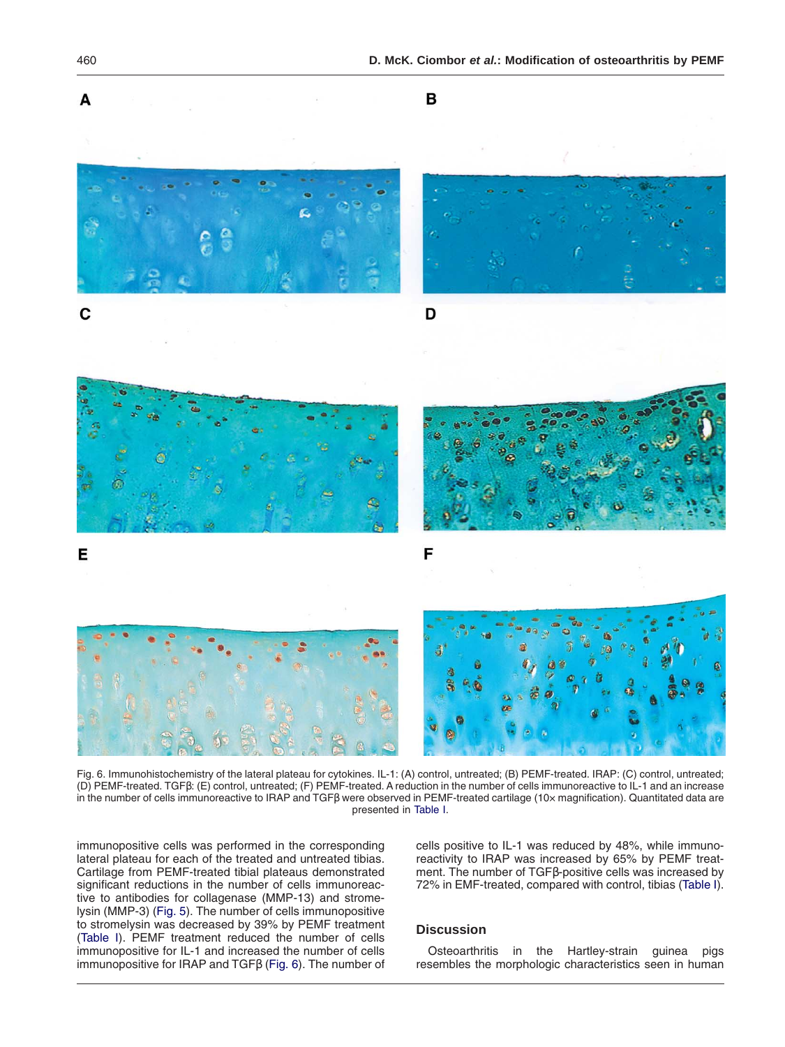Fig. 6. Immunohistochemistry of the lateral plateau for cytokines. IL-1: (A) control, untreated; (B) PEMF-treated. IRAP: (C) control, untreated; (D) PEMF-treated. TGFβ: (E) control, untreated; (F) PEMF-treated. A reduction in the number of cells immunoreactive to IL-1 and an increase in the number of cells immunoreactive to IRAP and TGFβ were observed in PEMF-treated cartilage (10× magnification). Quantitated data are presented in Table I.

immunopositive cells was performed in the corresponding lateral plateau for each of the treated and untreated tibias. Cartilage from PEMF-treated tibial plateaus demonstrated significant reductions in the number of cells immunoreactive to antibodies for collagenase (MMP-13) and stromelysin (MMP-3) (Fig. 5). The number of cells immunopositive to stromelysin was decreased by 39% by PEMF treatment (Table I). PEMF treatment reduced the number of cells immunopositive for IL-1 and increased the number of cells immunopositive for IRAP and TGFβ (Fig. 6). The number of cells positive to IL-1 was reduced by 48%, while immunoreactivity to IRAP was increased by 65% by PEMF treatment. The number of TGFβ-positive cells was increased by 72% in EMF-treated, compared with control, tibias (Table I).

## Discussion

Osteoarthritis in the Hartley-strain guinea pigs resembles the morphologic characteristics seen in human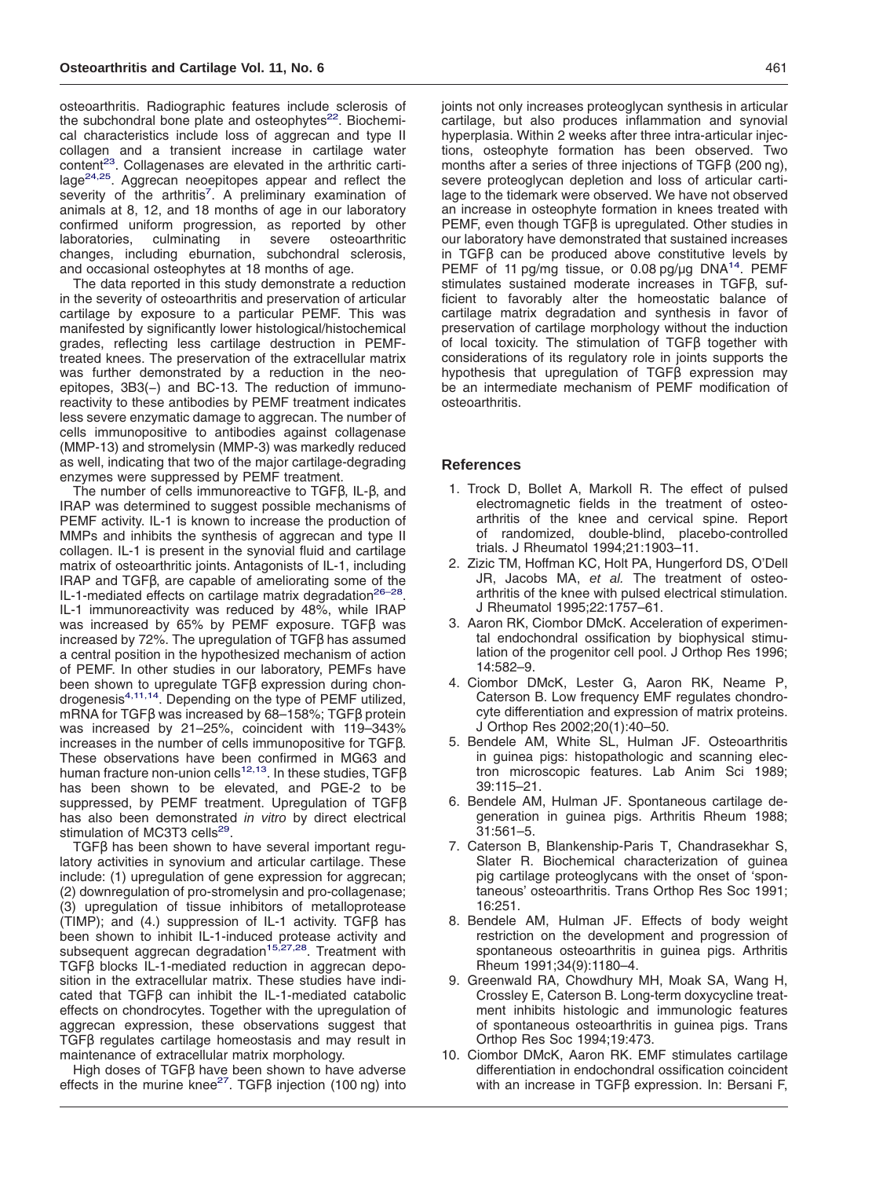osteoarthritis. Radiographic features include sclerosis of the subchondral bone plate and osteophytes[22]. Biochemical characteristics include loss of aggrecan and type II collagen and a transient increase in cartilage water content[23]. Collagenases are elevated in the arthritic cartilage[24,25]. Aggrecan neoepitopes appear and reflect the severity of the arthritis[7]. A preliminary examination of animals at 8, 12, and 18 months of age in our laboratory confirmed uniform progression, as reported by other laboratories, culminating in severe osteoarthritic changes, including eburnation, subchondral sclerosis, and occasional osteophytes at 18 months of age.

The data reported in this study demonstrate a reduction in the severity of osteoarthritis and preservation of articular cartilage by exposure to a particular PEMF. This was manifested by significantly lower histological/histochemical grades, reflecting less cartilage destruction in PEMF-treated knees. The preservation of the extracellular matrix was further demonstrated by a reduction in the neo-epitopes, 3B3(−) and BC-13. The reduction of immunoreactivity to these antibodies by PEMF treatment indicates less severe enzymatic damage to aggrecan. The number of cells immunopositive to antibodies against collagenase (MMP-13) and stromelysin (MMP-3) was markedly reduced as well, indicating that two of the major cartilage-degrading enzymes were suppressed by PEMF treatment.

The number of cells immunoreactive to TGFβ, IL-β, and IRAP was determined to suggest possible mechanisms of PEMF activity. IL-1 is known to increase the production of MMPs and inhibits the synthesis of aggrecan and type II collagen. IL-1 is present in the synovial fluid and cartilage matrix of osteoarthritic joints. Antagonists of IL-1, including IRAP and TGFβ, are capable of ameliorating some of the IL-1-mediated effects on cartilage matrix degradation[26–28]. IL-1 immunoreactivity was reduced by 48%, while IRAP was increased by 65% by PEMF exposure. TGFβ was increased by 72%. The upregulation of TGFβ has assumed a central position in the hypothesized mechanism of action of PEMF. In other studies in our laboratory, PEMFs have been shown to upregulate TGFβ expression during chondrogenesis[4,11,14]. Depending on the type of PEMF utilized, mRNA for TGFβ was increased by 68–158%; TGFβ protein was increased by 21–25%, coincident with 119–343% increases in the number of cells immunopositive for TGFβ. These observations have been confirmed in MG63 and human fracture non-union cells[12,13]. In these studies, TGFβ has been shown to be elevated, and PGE-2 to be suppressed, by PEMF treatment. Upregulation of TGFβ has also been demonstrated *in vitro* by direct electrical stimulation of MC3T3 cells[29].

TGFβ has been shown to have several important regulatory activities in synovium and articular cartilage. These include: (1) upregulation of gene expression for aggrecan; (2) downregulation of pro-stromelysin and pro-collagenase; (3) upregulation of tissue inhibitors of metalloprotease (TIMP); and (4.) suppression of IL-1 activity. TGFβ has been shown to inhibit IL-1-induced protease activity and subsequent aggrecan degradation[15,27,28]. Treatment with TGFβ blocks IL-1-mediated reduction in aggrecan deposition in the extracellular matrix. These studies have indicated that TGFβ can inhibit the IL-1-mediated catabolic effects on chondrocytes. Together with the upregulation of aggrecan expression, these observations suggest that TGFβ regulates cartilage homeostasis and may result in maintenance of extracellular matrix morphology.

High doses of TGFβ have been shown to have adverse effects in the murine knee[27]. TGFβ injection (100 ng) into joints not only increases proteoglycan synthesis in articular cartilage, but also produces inflammation and synovial hyperplasia. Within 2 weeks after three intra-articular injections, osteophyte formation has been observed. Two months after a series of three injections of TGFβ (200 ng), severe proteoglycan depletion and loss of articular cartilage to the tidemark were observed. We have not observed an increase in osteophyte formation in knees treated with PEMF, even though TGFβ is upregulated. Other studies in our laboratory have demonstrated that sustained increases in TGFβ can be produced above constitutive levels by PEMF of 11 pg/mg tissue, or 0.08 pg/μg DNA[14]. PEMF stimulates sustained moderate increases in TGFβ, sufficient to favorably alter the homeostatic balance of cartilage matrix degradation and synthesis in favor of preservation of cartilage morphology without the induction of local toxicity. The stimulation of TGFβ together with considerations of its regulatory role in joints supports the hypothesis that upregulation of TGFβ expression may be an intermediate mechanism of PEMF modification of osteoarthritis.

## References

1. Trock D, Bollet A, Markoll R. The effect of pulsed electromagnetic fields in the treatment of osteoarthritis of the knee and cervical spine. Report of randomized, double-blind, placebo-controlled trials. J Rheumatol 1994;21:1903–11.
2. Zizic TM, Hoffman KC, Holt PA, Hungerford DS, O'Dell JR, Jacobs MA, *et al.* The treatment of osteoarthritis of the knee with pulsed electrical stimulation. J Rheumatol 1995;22:1757–61.
3. Aaron RK, Ciombor DMcK. Acceleration of experimental endochondral ossification by biophysical stimulation of the progenitor cell pool. J Orthop Res 1996; 14:582–9.
4. Ciombor DMcK, Lester G, Aaron RK, Neame P, Caterson B. Low frequency EMF regulates chondrocyte differentiation and expression of matrix proteins. J Orthop Res 2002;20(1):40–50.
5. Bendele AM, White SL, Hulman JF. Osteoarthritis in guinea pigs: histopathologic and scanning electron microscopic features. Lab Anim Sci 1989; 39:115–21.
6. Bendele AM, Hulman JF. Spontaneous cartilage degeneration in guinea pigs. Arthritis Rheum 1988; 31:561–5.
7. Caterson B, Blankenship-Paris T, Chandrasekhar S, Slater R. Biochemical characterization of guinea pig cartilage proteoglycans with the onset of 'spontaneous' osteoarthritis. Trans Orthop Res Soc 1991; 16:251.
8. Bendele AM, Hulman JF. Effects of body weight restriction on the development and progression of spontaneous osteoarthritis in guinea pigs. Arthritis Rheum 1991;34(9):1180–4.
9. Greenwald RA, Chowdhury MH, Moak SA, Wang H, Crossley E, Caterson B. Long-term doxycycline treatment inhibits histologic and immunologic features of spontaneous osteoarthritis in guinea pigs. Trans Orthop Res Soc 1994;19:473.
10. Ciombor DMcK, Aaron RK. EMF stimulates cartilage differentiation in endochondral ossification coincident with an increase in TGFβ expression. In: Bersani F,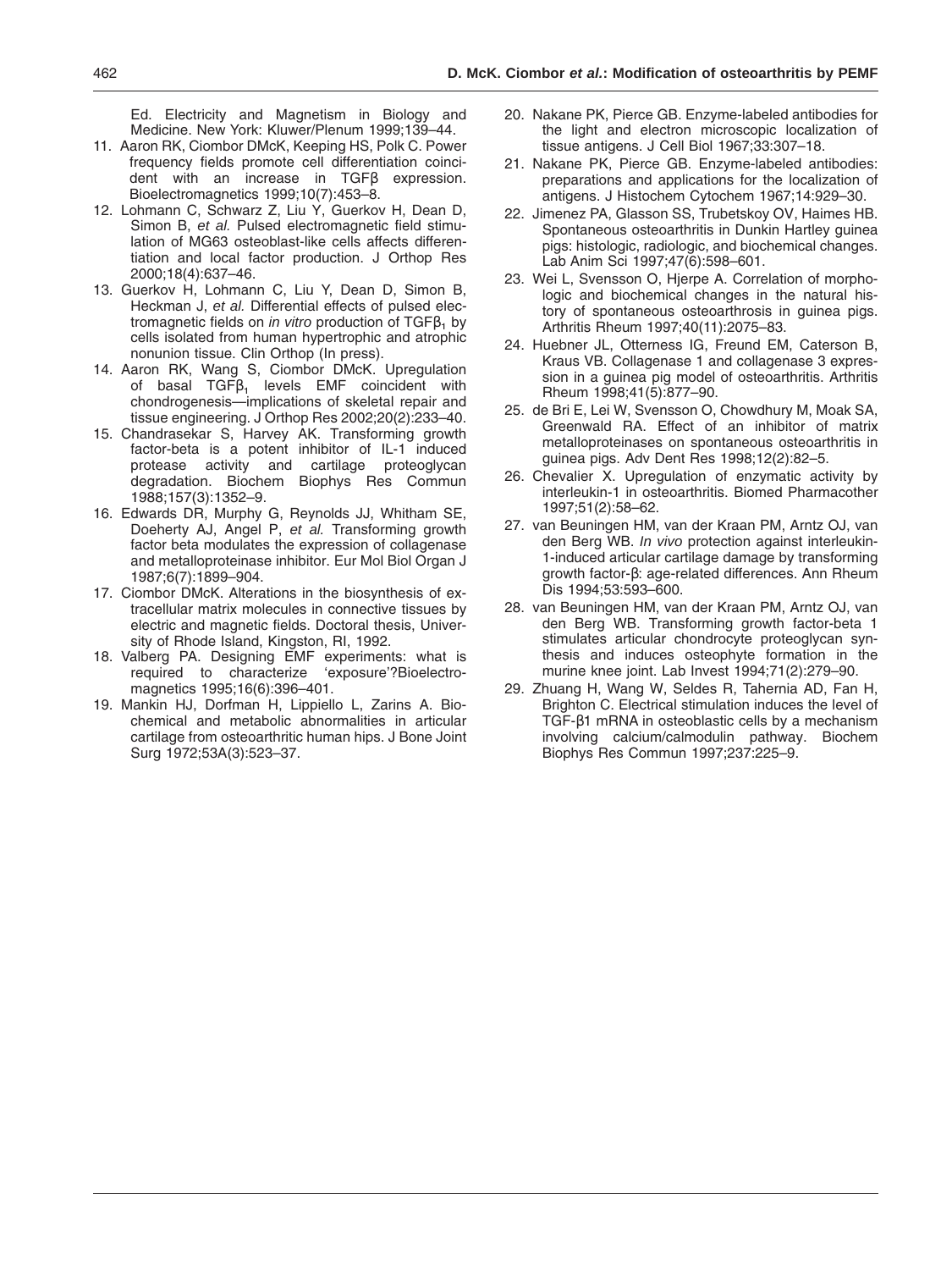Ed. Electricity and Magnetism in Biology and Medicine. New York: Kluwer/Plenum 1999;139–44.

11. Aaron RK, Ciombor DMcK, Keeping HS, Polk C. Power frequency fields promote cell differentiation coincident with an increase in TGFβ expression. Bioelectromagnetics 1999;10(7):453–8.
12. Lohmann C, Schwarz Z, Liu Y, Guerkov H, Dean D, Simon B, *et al.* Pulsed electromagnetic field stimulation of MG63 osteoblast-like cells affects differentiation and local factor production. J Orthop Res 2000;18(4):637–46.
13. Guerkov H, Lohmann C, Liu Y, Dean D, Simon B, Heckman J, *et al.* Differential effects of pulsed electromagnetic fields on *in vitro* production of $TGF\beta_1$ by cells isolated from human hypertrophic and atrophic nonunion tissue. Clin Orthop (In press).
14. Aaron RK, Wang S, Ciombor DMcK. Upregulation of basal $TGF\beta_1$ levels EMF coincident with chondrogenesis—implications of skeletal repair and tissue engineering. J Orthop Res 2002;20(2):233–40.
15. Chandrasekar S, Harvey AK. Transforming growth factor-beta is a potent inhibitor of IL-1 induced protease activity and cartilage proteoglycan degradation. Biochem Biophys Res Commun 1988;157(3):1352–9.
16. Edwards DR, Murphy G, Reynolds JJ, Whitham SE, Doeherty AJ, Angel P, *et al.* Transforming growth factor beta modulates the expression of collagenase and metalloproteinase inhibitor. Eur Mol Biol Organ J 1987;6(7):1899–904.
17. Ciombor DMcK. Alterations in the biosynthesis of extracellular matrix molecules in connective tissues by electric and magnetic fields. Doctoral thesis, University of Rhode Island, Kingston, RI, 1992.
18. Valberg PA. Designing EMF experiments: what is required to characterize 'exposure'?Bioelectromagnetics 1995;16(6):396–401.
19. Mankin HJ, Dorfman H, Lippiello L, Zarins A. Biochemical and metabolic abnormalities in articular cartilage from osteoarthritic human hips. J Bone Joint Surg 1972;53A(3):523–37.
20. Nakane PK, Pierce GB. Enzyme-labeled antibodies for the light and electron microscopic localization of tissue antigens. J Cell Biol 1967;33:307–18.
21. Nakane PK, Pierce GB. Enzyme-labeled antibodies: preparations and applications for the localization of antigens. J Histochem Cytochem 1967;14:929–30.
22. Jimenez PA, Glasson SS, Trubetskoy OV, Haimes HB. Spontaneous osteoarthritis in Dunkin Hartley guinea pigs: histologic, radiologic, and biochemical changes. Lab Anim Sci 1997;47(6):598–601.
23. Wei L, Svensson O, Hjerpe A. Correlation of morphologic and biochemical changes in the natural history of spontaneous osteoarthrosis in guinea pigs. Arthritis Rheum 1997;40(11):2075–83.
24. Huebner JL, Otterness IG, Freund EM, Caterson B, Kraus VB. Collagenase 1 and collagenase 3 expression in a guinea pig model of osteoarthritis. Arthritis Rheum 1998;41(5):877–90.
25. de Bri E, Lei W, Svensson O, Chowdhury M, Moak SA, Greenwald RA. Effect of an inhibitor of matrix metalloproteinases on spontaneous osteoarthritis in guinea pigs. Adv Dent Res 1998;12(2):82–5.
26. Chevalier X. Upregulation of enzymatic activity by interleukin-1 in osteoarthritis. Biomed Pharmacother 1997;51(2):58–62.
27. van Beuningen HM, van der Kraan PM, Arntz OJ, van den Berg WB. *In vivo* protection against interleukin-1-induced articular cartilage damage by transforming growth factor-β: age-related differences. Ann Rheum Dis 1994;53:593–600.
28. van Beuningen HM, van der Kraan PM, Arntz OJ, van den Berg WB. Transforming growth factor-beta 1 stimulates articular chondrocyte proteoglycan synthesis and induces osteophyte formation in the murine knee joint. Lab Invest 1994;71(2):279–90.
29. Zhuang H, Wang W, Seldes R, Tahernia AD, Fan H, Brighton C. Electrical stimulation induces the level of TGF-β1 mRNA in osteoblastic cells by a mechanism involving calcium/calmodulin pathway. Biochem Biophys Res Commun 1997;237:225–9.